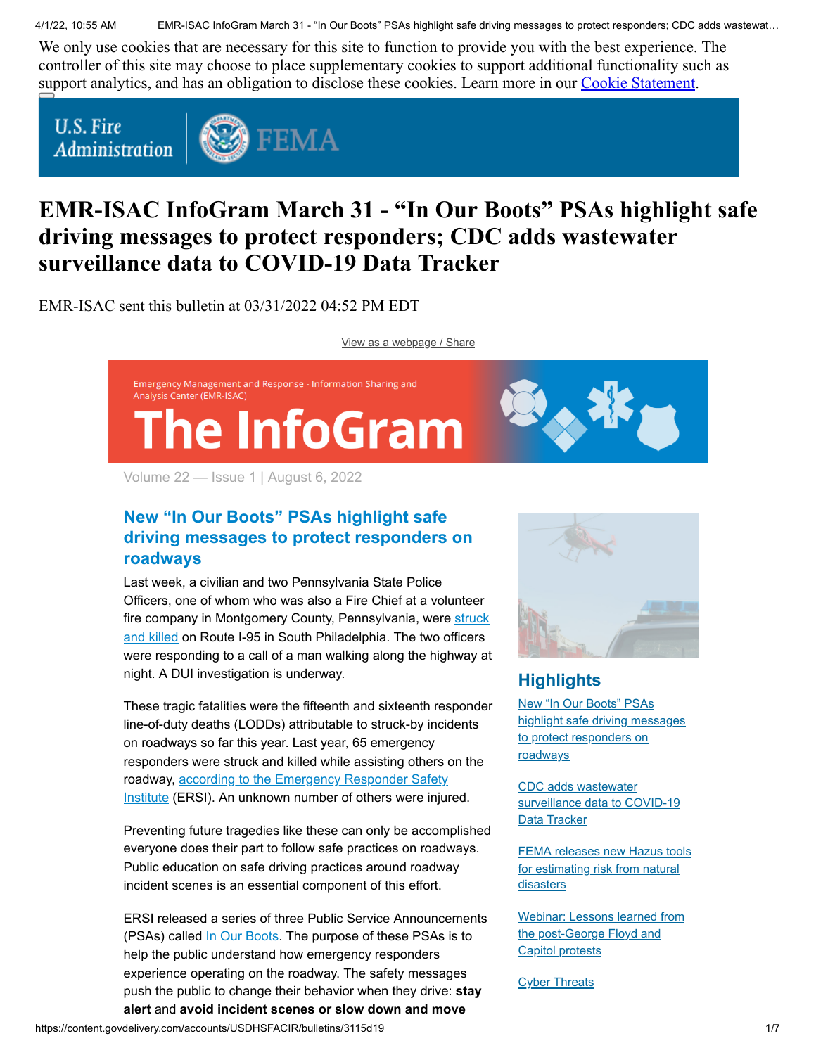We only use cookies that are necessary for this site to function to provide you with the best experience. The controller of this site may choose to place supplementary cookies to support additional functionality such as support analytics, and has an obligation to disclose these cookies. Learn more in our [Cookie Statement](#).

U.S. Fire Administration | FEMA

# EMR-ISAC InfoGram March 31 - "In Our Boots" PSAs highlight safe driving messages to protect responders; CDC adds wastewater surveillance data to COVID-19 Data Tracker

EMR-ISAC sent this bulletin at 03/31/2022 04:52 PM EDT

[View as a webpage / Share](#)

Emergency Management and Response - Information Sharing and Analysis Center (EMR-ISAC)

**The InfoGram**

Volume 22 — Issue 1 | August 6, 2022

## New "In Our Boots" PSAs highlight safe driving messages to protect responders on roadways

Last week, a civilian and two Pennsylvania State Police Officers, one of whom who was also a Fire Chief at a volunteer fire company in Montgomery County, Pennsylvania, were [struck and killed](#) on Route I-95 in South Philadelphia. The two officers were responding to a call of a man walking along the highway at night. A DUI investigation is underway.

These tragic fatalities were the fifteenth and sixteenth responder line-of-duty deaths (LODDs) attributable to struck-by incidents on roadways so far this year. Last year, 65 emergency responders were struck and killed while assisting others on the roadway, [according to the Emergency Responder Safety Institute](#) (ERSI). An unknown number of others were injured.

Preventing future tragedies like these can only be accomplished everyone does their part to follow safe practices on roadways. Public education on safe driving practices around roadway incident scenes is an essential component of this effort.

ERSI released a series of three Public Service Announcements (PSAs) called [In Our Boots](#). The purpose of these PSAs is to help the public understand how emergency responders experience operating on the roadway. The safety messages push the public to change their behavior when they drive: **stay alert** and **avoid incident scenes or slow down and move**

## Highlights

- [New "In Our Boots" PSAs highlight safe driving messages to protect responders on roadways](#)
- [CDC adds wastewater surveillance data to COVID-19 Data Tracker](#)
- [FEMA releases new Hazus tools for estimating risk from natural disasters](#)
- [Webinar: Lessons learned from the post-George Floyd and Capitol protests](#)
- [Cyber Threats](#)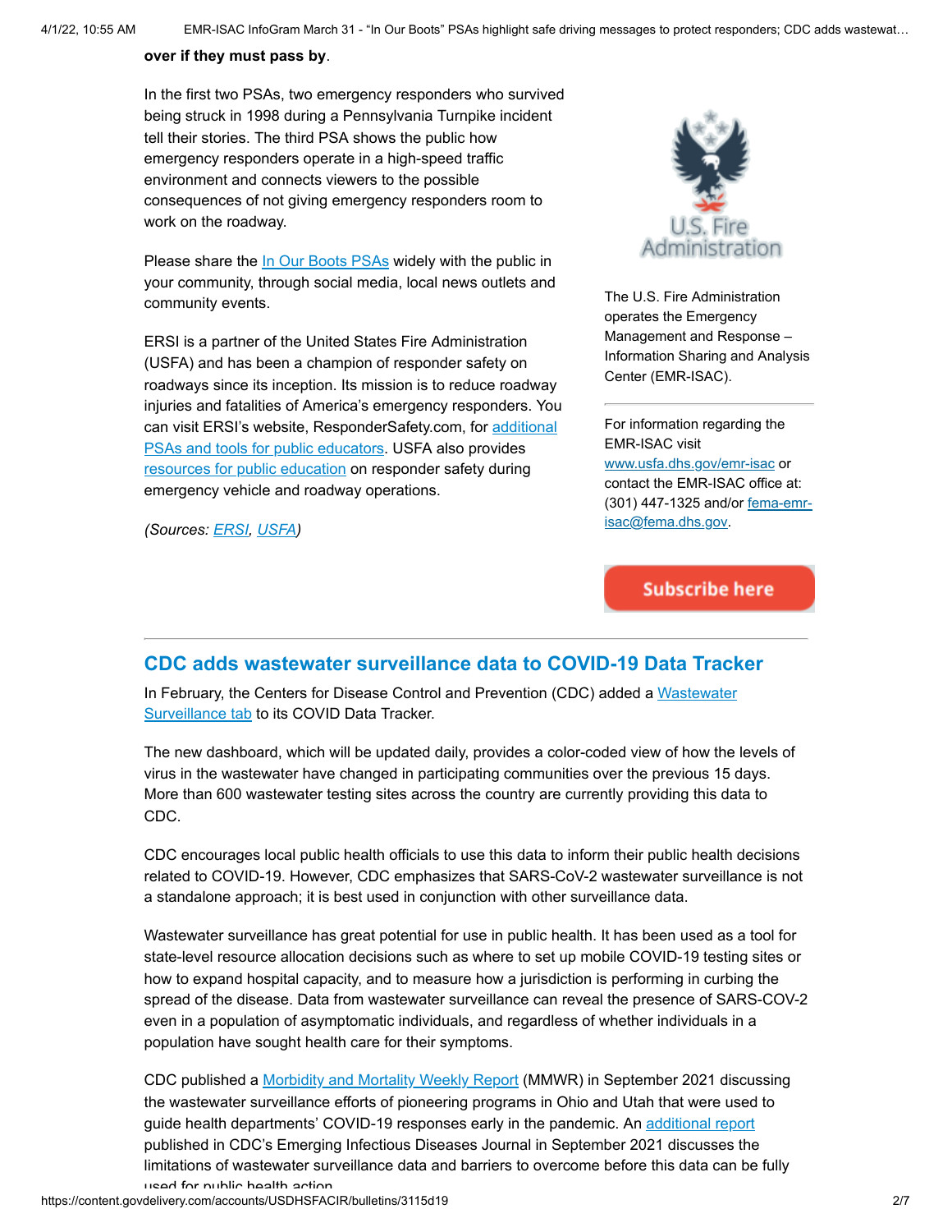**over if they must pass by**.

In the first two PSAs, two emergency responders who survived being struck in 1998 during a Pennsylvania Turnpike incident tell their stories. The third PSA shows the public how emergency responders operate in a high-speed traffic environment and connects viewers to the possible consequences of not giving emergency responders room to work on the roadway.

Please share the In Our Boots PSAs widely with the public in your community, through social media, local news outlets and community events.

ERSI is a partner of the United States Fire Administration (USFA) and has been a champion of responder safety on roadways since its inception. Its mission is to reduce roadway injuries and fatalities of America's emergency responders. You can visit ERSI's website, ResponderSafety.com, for additional PSAs and tools for public educators. USFA also provides resources for public education on responder safety during emergency vehicle and roadway operations.

*(Sources: ERSI, USFA)*

U.S. Fire Administration

The U.S. Fire Administration operates the Emergency Management and Response – Information Sharing and Analysis Center (EMR-ISAC).

For information regarding the EMR-ISAC visit www.usfa.dhs.gov/emr-isac or contact the EMR-ISAC office at: (301) 447-1325 and/or fema-emr-isac@fema.dhs.gov.

Subscribe here

## CDC adds wastewater surveillance data to COVID-19 Data Tracker

In February, the Centers for Disease Control and Prevention (CDC) added a Wastewater Surveillance tab to its COVID Data Tracker.

The new dashboard, which will be updated daily, provides a color-coded view of how the levels of virus in the wastewater have changed in participating communities over the previous 15 days. More than 600 wastewater testing sites across the country are currently providing this data to CDC.

CDC encourages local public health officials to use this data to inform their public health decisions related to COVID-19. However, CDC emphasizes that SARS-CoV-2 wastewater surveillance is not a standalone approach; it is best used in conjunction with other surveillance data.

Wastewater surveillance has great potential for use in public health. It has been used as a tool for state-level resource allocation decisions such as where to set up mobile COVID-19 testing sites or how to expand hospital capacity, and to measure how a jurisdiction is performing in curbing the spread of the disease. Data from wastewater surveillance can reveal the presence of SARS-COV-2 even in a population of asymptomatic individuals, and regardless of whether individuals in a population have sought health care for their symptoms.

CDC published a Morbidity and Mortality Weekly Report (MMWR) in September 2021 discussing the wastewater surveillance efforts of pioneering programs in Ohio and Utah that were used to guide health departments' COVID-19 responses early in the pandemic. An additional report published in CDC's Emerging Infectious Diseases Journal in September 2021 discusses the limitations of wastewater surveillance data and barriers to overcome before this data can be fully used for public health action.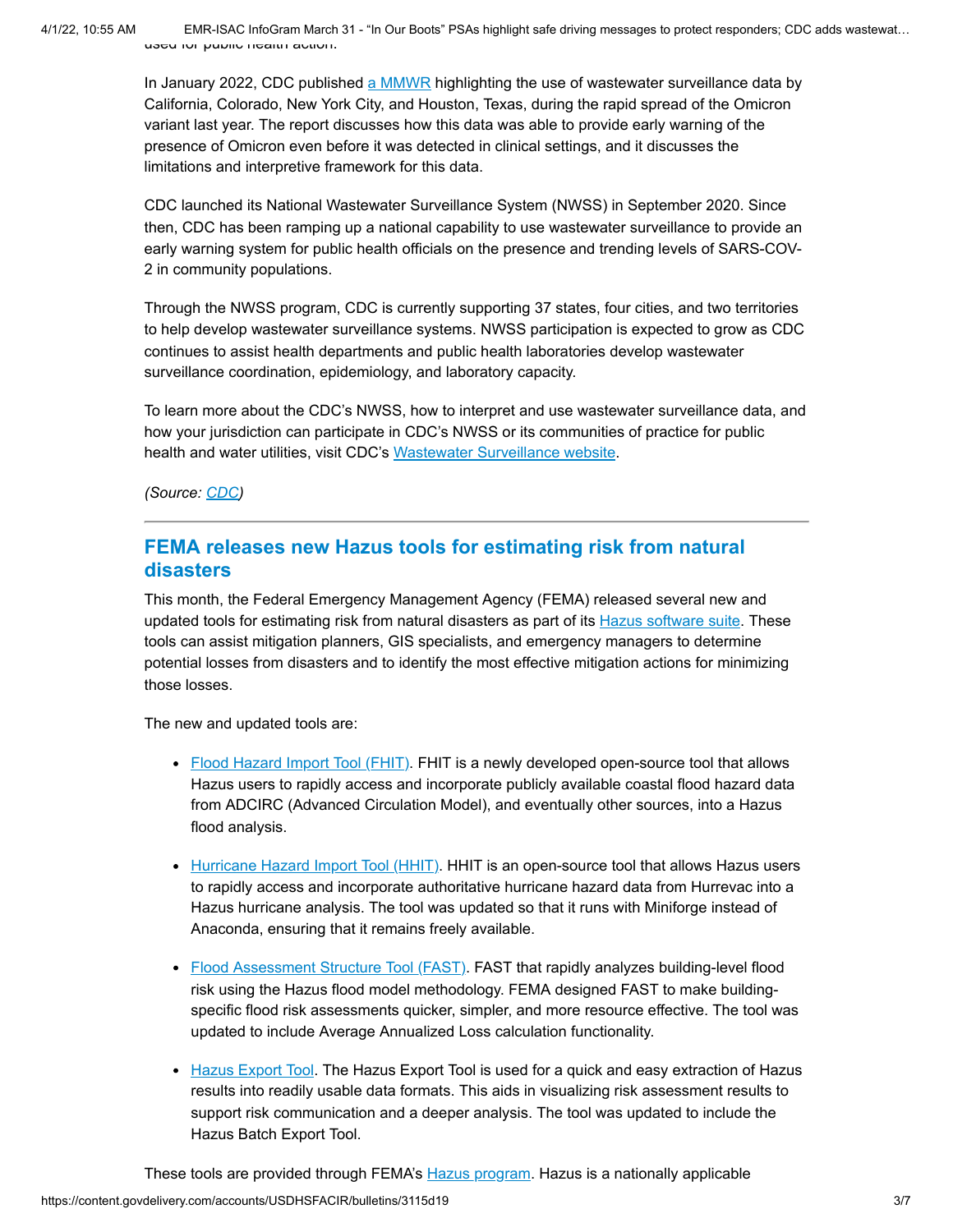used for public health action.

In January 2022, CDC published a MMWR highlighting the use of wastewater surveillance data by California, Colorado, New York City, and Houston, Texas, during the rapid spread of the Omicron variant last year. The report discusses how this data was able to provide early warning of the presence of Omicron even before it was detected in clinical settings, and it discusses the limitations and interpretive framework for this data.

CDC launched its National Wastewater Surveillance System (NWSS) in September 2020. Since then, CDC has been ramping up a national capability to use wastewater surveillance to provide an early warning system for public health officials on the presence and trending levels of SARS-COV-2 in community populations.

Through the NWSS program, CDC is currently supporting 37 states, four cities, and two territories to help develop wastewater surveillance systems. NWSS participation is expected to grow as CDC continues to assist health departments and public health laboratories develop wastewater surveillance coordination, epidemiology, and laboratory capacity.

To learn more about the CDC's NWSS, how to interpret and use wastewater surveillance data, and how your jurisdiction can participate in CDC's NWSS or its communities of practice for public health and water utilities, visit CDC's Wastewater Surveillance website.

*(Source: CDC)*

---

## FEMA releases new Hazus tools for estimating risk from natural disasters

This month, the Federal Emergency Management Agency (FEMA) released several new and updated tools for estimating risk from natural disasters as part of its Hazus software suite. These tools can assist mitigation planners, GIS specialists, and emergency managers to determine potential losses from disasters and to identify the most effective mitigation actions for minimizing those losses.

The new and updated tools are:

- Flood Hazard Import Tool (FHIT). FHIT is a newly developed open-source tool that allows Hazus users to rapidly access and incorporate publicly available coastal flood hazard data from ADCIRC (Advanced Circulation Model), and eventually other sources, into a Hazus flood analysis.

- Hurricane Hazard Import Tool (HHIT). HHIT is an open-source tool that allows Hazus users to rapidly access and incorporate authoritative hurricane hazard data from Hurrevac into a Hazus hurricane analysis. The tool was updated so that it runs with Miniforge instead of Anaconda, ensuring that it remains freely available.

- Flood Assessment Structure Tool (FAST). FAST that rapidly analyzes building-level flood risk using the Hazus flood model methodology. FEMA designed FAST to make building-specific flood risk assessments quicker, simpler, and more resource effective. The tool was updated to include Average Annualized Loss calculation functionality.

- Hazus Export Tool. The Hazus Export Tool is used for a quick and easy extraction of Hazus results into readily usable data formats. This aids in visualizing risk assessment results to support risk communication and a deeper analysis. The tool was updated to include the Hazus Batch Export Tool.

These tools are provided through FEMA's Hazus program. Hazus is a nationally applicable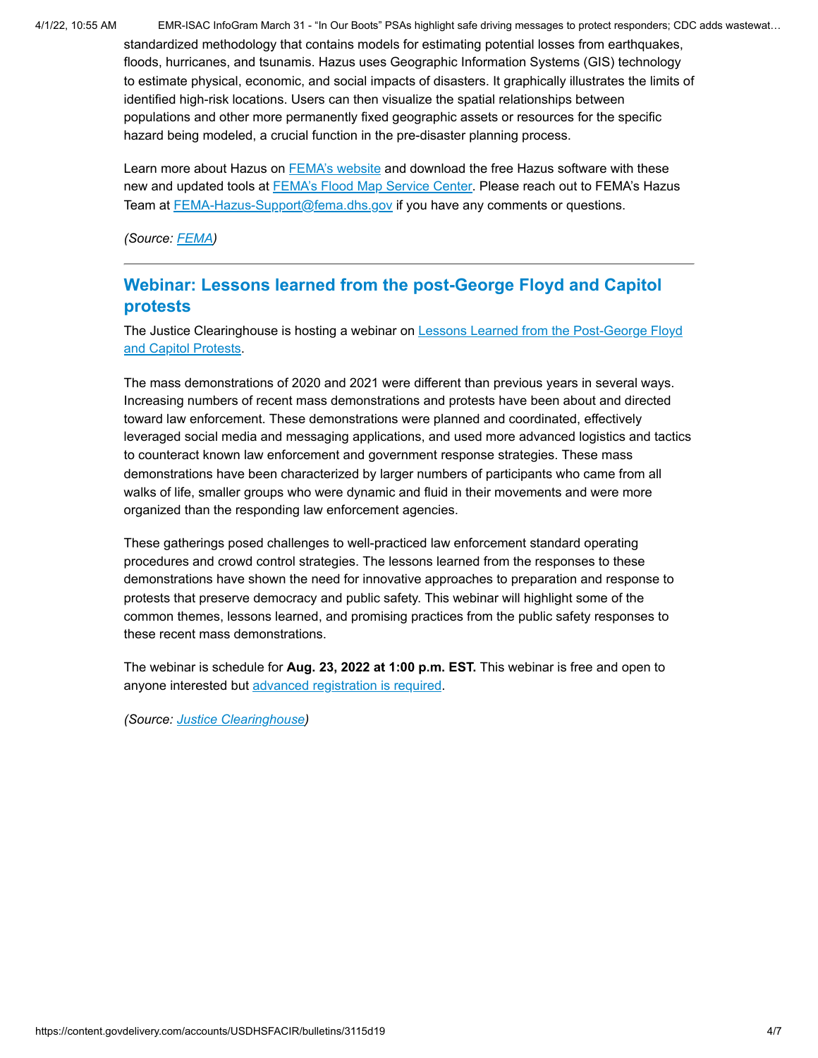standardized methodology that contains models for estimating potential losses from earthquakes, floods, hurricanes, and tsunamis. Hazus uses Geographic Information Systems (GIS) technology to estimate physical, economic, and social impacts of disasters. It graphically illustrates the limits of identified high-risk locations. Users can then visualize the spatial relationships between populations and other more permanently fixed geographic assets or resources for the specific hazard being modeled, a crucial function in the pre-disaster planning process.

Learn more about Hazus on FEMA's website and download the free Hazus software with these new and updated tools at FEMA's Flood Map Service Center. Please reach out to FEMA's Hazus Team at FEMA-Hazus-Support@fema.dhs.gov if you have any comments or questions.

*(Source: FEMA)*

---

## Webinar: Lessons learned from the post-George Floyd and Capitol protests

The Justice Clearinghouse is hosting a webinar on Lessons Learned from the Post-George Floyd and Capitol Protests.

The mass demonstrations of 2020 and 2021 were different than previous years in several ways. Increasing numbers of recent mass demonstrations and protests have been about and directed toward law enforcement. These demonstrations were planned and coordinated, effectively leveraged social media and messaging applications, and used more advanced logistics and tactics to counteract known law enforcement and government response strategies. These mass demonstrations have been characterized by larger numbers of participants who came from all walks of life, smaller groups who were dynamic and fluid in their movements and were more organized than the responding law enforcement agencies.

These gatherings posed challenges to well-practiced law enforcement standard operating procedures and crowd control strategies. The lessons learned from the responses to these demonstrations have shown the need for innovative approaches to preparation and response to protests that preserve democracy and public safety. This webinar will highlight some of the common themes, lessons learned, and promising practices from the public safety responses to these recent mass demonstrations.

The webinar is schedule for **Aug. 23, 2022 at 1:00 p.m. EST.** This webinar is free and open to anyone interested but advanced registration is required.

*(Source: Justice Clearinghouse)*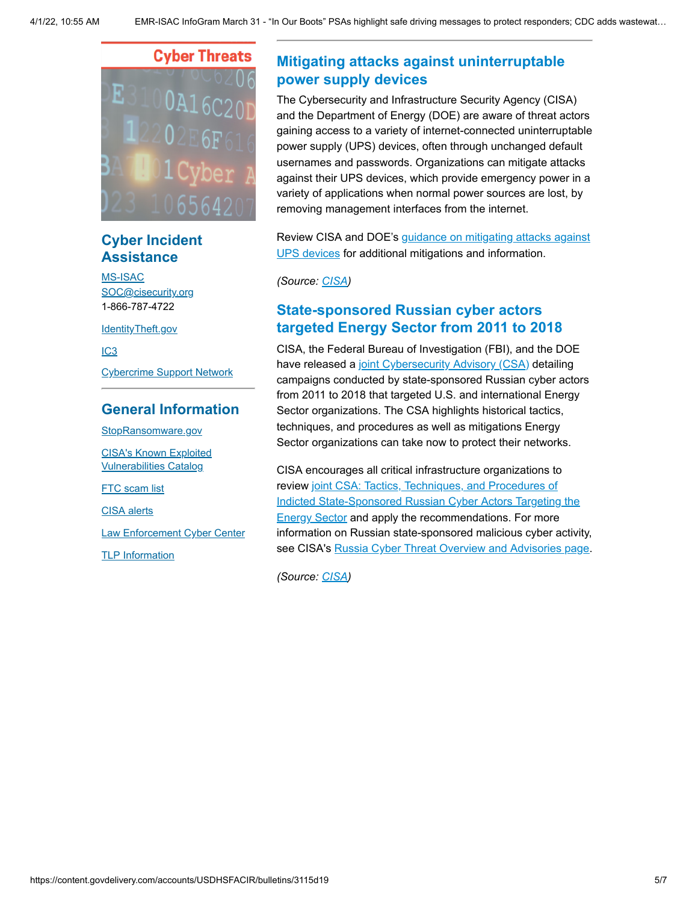## Mitigating attacks against uninterruptable power supply devices

The Cybersecurity and Infrastructure Security Agency (CISA) and the Department of Energy (DOE) are aware of threat actors gaining access to a variety of internet-connected uninterruptable power supply (UPS) devices, often through unchanged default usernames and passwords. Organizations can mitigate attacks against their UPS devices, which provide emergency power in a variety of applications when normal power sources are lost, by removing management interfaces from the internet.

Review CISA and DOE's guidance on mitigating attacks against UPS devices for additional mitigations and information.

*(Source: CISA)*

## State-sponsored Russian cyber actors targeted Energy Sector from 2011 to 2018

CISA, the Federal Bureau of Investigation (FBI), and the DOE have released a joint Cybersecurity Advisory (CSA) detailing campaigns conducted by state-sponsored Russian cyber actors from 2011 to 2018 that targeted U.S. and international Energy Sector organizations. The CSA highlights historical tactics, techniques, and procedures as well as mitigations Energy Sector organizations can take now to protect their networks.

CISA encourages all critical infrastructure organizations to review joint CSA: Tactics, Techniques, and Procedures of Indicted State-Sponsored Russian Cyber Actors Targeting the Energy Sector and apply the recommendations. For more information on Russian state-sponsored malicious cyber activity, see CISA's Russia Cyber Threat Overview and Advisories page.

*(Source: CISA)*

## Cyber Threats

### Cyber Incident Assistance

MS-ISAC
SOC@cisecurity.org
1-866-787-4722

IdentityTheft.gov

IC3

Cybercrime Support Network

### General Information

StopRansomware.gov

CISA's Known Exploited Vulnerabilities Catalog

FTC scam list

CISA alerts

Law Enforcement Cyber Center

TLP Information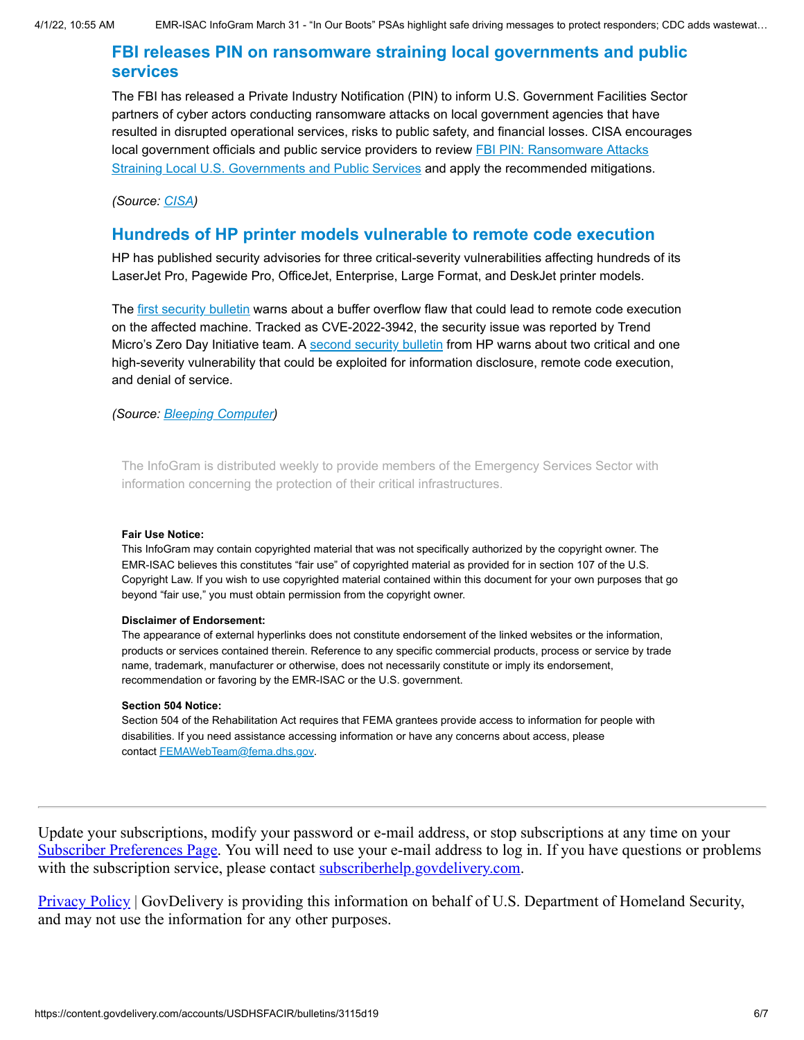## FBI releases PIN on ransomware straining local governments and public services

The FBI has released a Private Industry Notification (PIN) to inform U.S. Government Facilities Sector partners of cyber actors conducting ransomware attacks on local government agencies that have resulted in disrupted operational services, risks to public safety, and financial losses. CISA encourages local government officials and public service providers to review [FBI PIN: Ransomware Attacks Straining Local U.S. Governments and Public Services]() and apply the recommended mitigations.

*(Source: [CISA]())*

## Hundreds of HP printer models vulnerable to remote code execution

HP has published security advisories for three critical-severity vulnerabilities affecting hundreds of its LaserJet Pro, Pagewide Pro, OfficeJet, Enterprise, Large Format, and DeskJet printer models.

The [first security bulletin]() warns about a buffer overflow flaw that could lead to remote code execution on the affected machine. Tracked as CVE-2022-3942, the security issue was reported by Trend Micro's Zero Day Initiative team. A [second security bulletin]() from HP warns about two critical and one high-severity vulnerability that could be exploited for information disclosure, remote code execution, and denial of service.

*(Source: [Bleeping Computer]())*

The InfoGram is distributed weekly to provide members of the Emergency Services Sector with information concerning the protection of their critical infrastructures.

**Fair Use Notice:**
This InfoGram may contain copyrighted material that was not specifically authorized by the copyright owner. The EMR-ISAC believes this constitutes "fair use" of copyrighted material as provided for in section 107 of the U.S. Copyright Law. If you wish to use copyrighted material contained within this document for your own purposes that go beyond "fair use," you must obtain permission from the copyright owner.

**Disclaimer of Endorsement:**
The appearance of external hyperlinks does not constitute endorsement of the linked websites or the information, products or services contained therein. Reference to any specific commercial products, process or service by trade name, trademark, manufacturer or otherwise, does not necessarily constitute or imply its endorsement, recommendation or favoring by the EMR-ISAC or the U.S. government.

**Section 504 Notice:**
Section 504 of the Rehabilitation Act requires that FEMA grantees provide access to information for people with disabilities. If you need assistance accessing information or have any concerns about access, please contact [FEMAWebTeam@fema.dhs.gov]().

---

Update your subscriptions, modify your password or e-mail address, or stop subscriptions at any time on your [Subscriber Preferences Page](). You will need to use your e-mail address to log in. If you have questions or problems with the subscription service, please contact [subscriberhelp.govdelivery.com]().

[Privacy Policy]() | GovDelivery is providing this information on behalf of U.S. Department of Homeland Security, and may not use the information for any other purposes.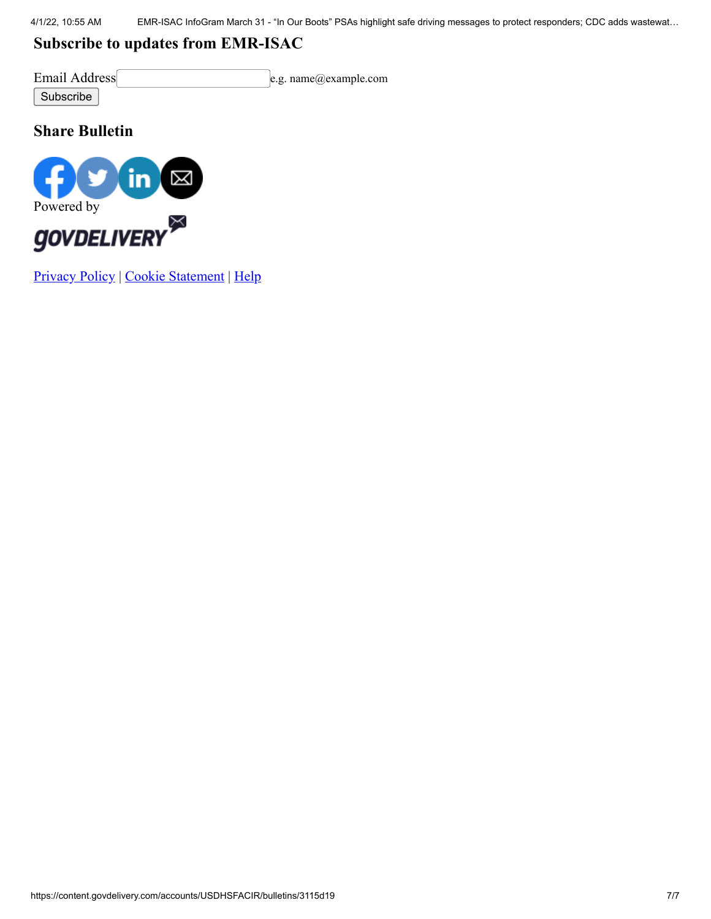## Subscribe to updates from EMR-ISAC

Email Address e.g. name@example.com

Subscribe

## Share Bulletin

Powered by

GOVDELIVERY

Privacy Policy | Cookie Statement | Help